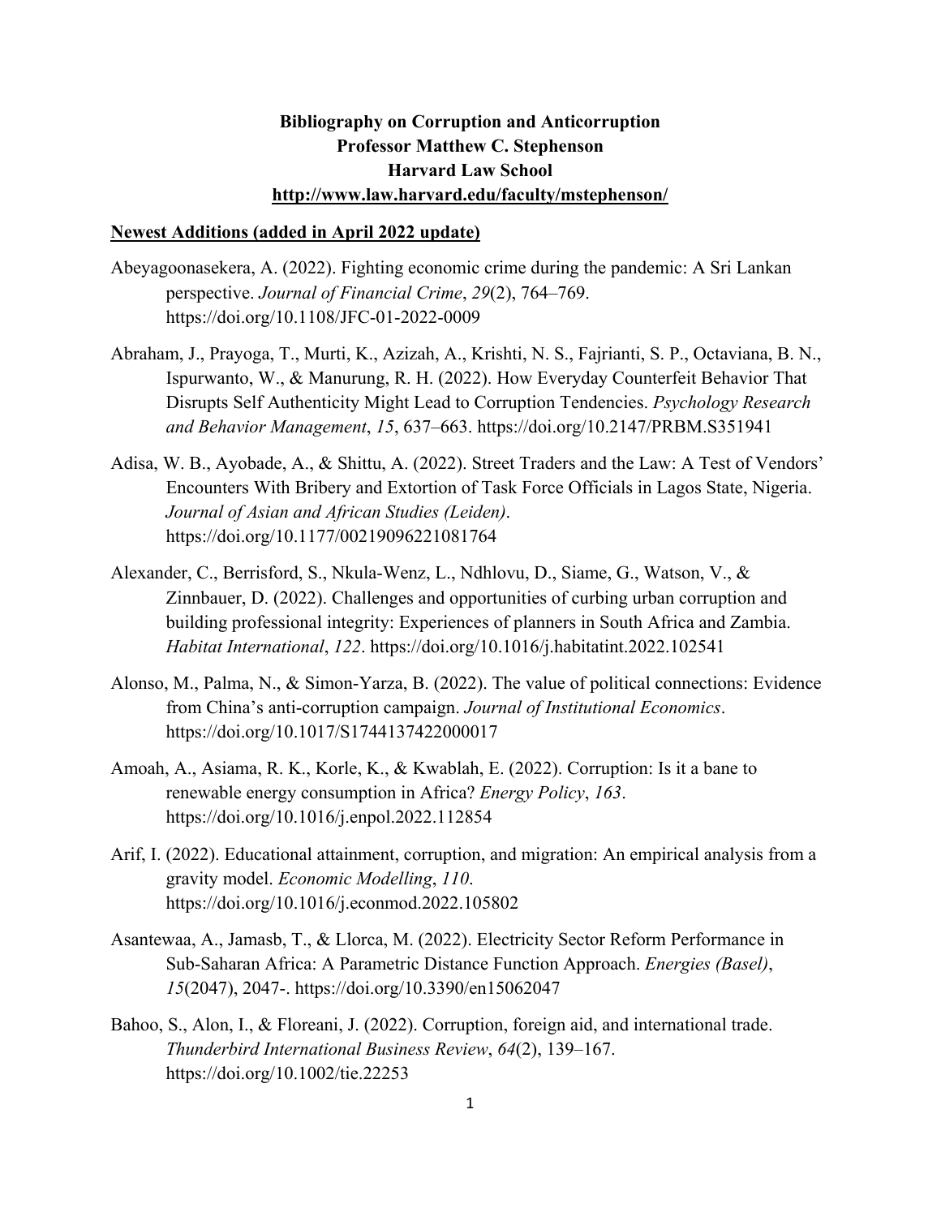# Bibliography on Corruption and Anticorruption
**Professor Matthew C. Stephenson**
**Harvard Law School**
**http://www.law.harvard.edu/faculty/mstephenson/**

## Newest Additions (added in April 2022 update)

Abeyagoonasekera, A. (2022). Fighting economic crime during the pandemic: A Sri Lankan perspective. *Journal of Financial Crime*, *29*(2), 764–769. https://doi.org/10.1108/JFC-01-2022-0009

Abraham, J., Prayoga, T., Murti, K., Azizah, A., Krishti, N. S., Fajrianti, S. P., Octaviana, B. N., Ispurwanto, W., & Manurung, R. H. (2022). How Everyday Counterfeit Behavior That Disrupts Self Authenticity Might Lead to Corruption Tendencies. *Psychology Research and Behavior Management*, *15*, 637–663. https://doi.org/10.2147/PRBM.S351941

Adisa, W. B., Ayobade, A., & Shittu, A. (2022). Street Traders and the Law: A Test of Vendors' Encounters With Bribery and Extortion of Task Force Officials in Lagos State, Nigeria. *Journal of Asian and African Studies (Leiden)*. https://doi.org/10.1177/00219096221081764

Alexander, C., Berrisford, S., Nkula-Wenz, L., Ndhlovu, D., Siame, G., Watson, V., & Zinnbauer, D. (2022). Challenges and opportunities of curbing urban corruption and building professional integrity: Experiences of planners in South Africa and Zambia. *Habitat International*, *122*. https://doi.org/10.1016/j.habitatint.2022.102541

Alonso, M., Palma, N., & Simon-Yarza, B. (2022). The value of political connections: Evidence from China's anti-corruption campaign. *Journal of Institutional Economics*. https://doi.org/10.1017/S1744137422000017

Amoah, A., Asiama, R. K., Korle, K., & Kwablah, E. (2022). Corruption: Is it a bane to renewable energy consumption in Africa? *Energy Policy*, *163*. https://doi.org/10.1016/j.enpol.2022.112854

Arif, I. (2022). Educational attainment, corruption, and migration: An empirical analysis from a gravity model. *Economic Modelling*, *110*. https://doi.org/10.1016/j.econmod.2022.105802

Asantewaa, A., Jamasb, T., & Llorca, M. (2022). Electricity Sector Reform Performance in Sub-Saharan Africa: A Parametric Distance Function Approach. *Energies (Basel)*, *15*(2047), 2047-. https://doi.org/10.3390/en15062047

Bahoo, S., Alon, I., & Floreani, J. (2022). Corruption, foreign aid, and international trade. *Thunderbird International Business Review*, *64*(2), 139–167. https://doi.org/10.1002/tie.22253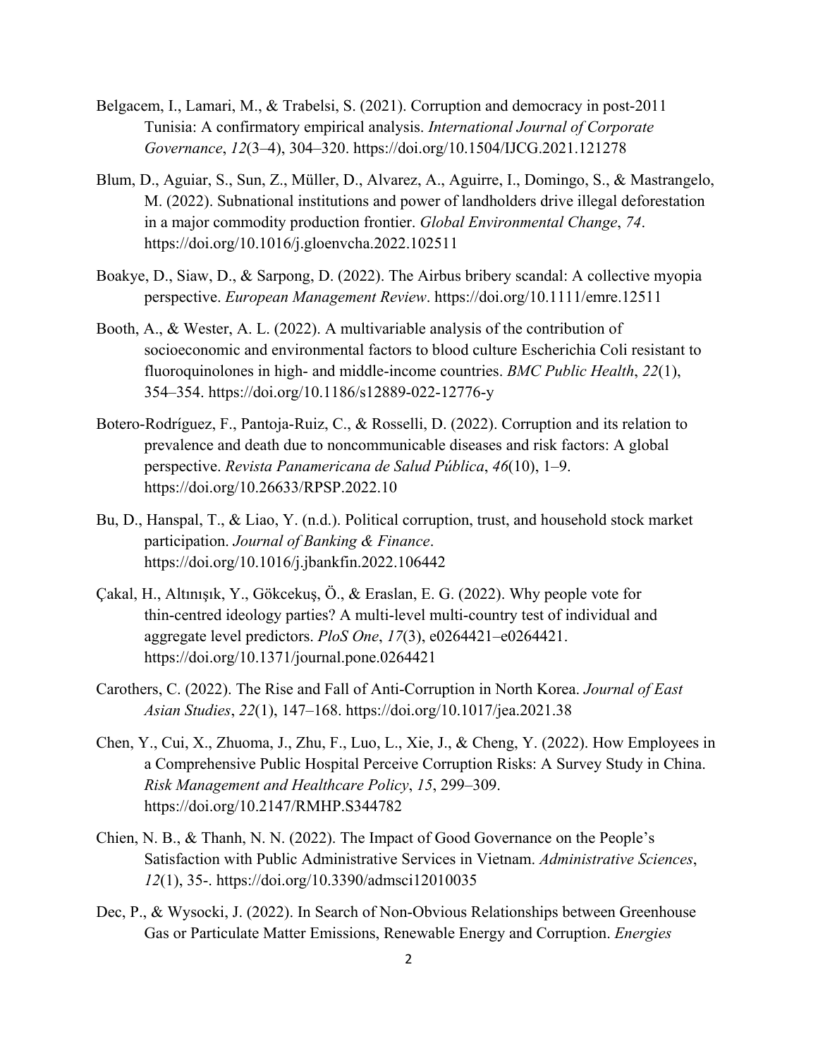Belgacem, I., Lamari, M., & Trabelsi, S. (2021). Corruption and democracy in post-2011 Tunisia: A confirmatory empirical analysis. *International Journal of Corporate Governance*, *12*(3–4), 304–320. https://doi.org/10.1504/IJCG.2021.121278

Blum, D., Aguiar, S., Sun, Z., Müller, D., Alvarez, A., Aguirre, I., Domingo, S., & Mastrangelo, M. (2022). Subnational institutions and power of landholders drive illegal deforestation in a major commodity production frontier. *Global Environmental Change*, *74*. https://doi.org/10.1016/j.gloenvcha.2022.102511

Boakye, D., Siaw, D., & Sarpong, D. (2022). The Airbus bribery scandal: A collective myopia perspective. *European Management Review*. https://doi.org/10.1111/emre.12511

Booth, A., & Wester, A. L. (2022). A multivariable analysis of the contribution of socioeconomic and environmental factors to blood culture Escherichia Coli resistant to fluoroquinolones in high- and middle-income countries. *BMC Public Health*, *22*(1), 354–354. https://doi.org/10.1186/s12889-022-12776-y

Botero-Rodríguez, F., Pantoja-Ruiz, C., & Rosselli, D. (2022). Corruption and its relation to prevalence and death due to noncommunicable diseases and risk factors: A global perspective. *Revista Panamericana de Salud Pública*, *46*(10), 1–9. https://doi.org/10.26633/RPSP.2022.10

Bu, D., Hanspal, T., & Liao, Y. (n.d.). Political corruption, trust, and household stock market participation. *Journal of Banking & Finance*. https://doi.org/10.1016/j.jbankfin.2022.106442

Çakal, H., Altınışık, Y., Gökcekuş, Ö., & Eraslan, E. G. (2022). Why people vote for thin-centred ideology parties? A multi-level multi-country test of individual and aggregate level predictors. *PloS One*, *17*(3), e0264421–e0264421. https://doi.org/10.1371/journal.pone.0264421

Carothers, C. (2022). The Rise and Fall of Anti-Corruption in North Korea. *Journal of East Asian Studies*, *22*(1), 147–168. https://doi.org/10.1017/jea.2021.38

Chen, Y., Cui, X., Zhuoma, J., Zhu, F., Luo, L., Xie, J., & Cheng, Y. (2022). How Employees in a Comprehensive Public Hospital Perceive Corruption Risks: A Survey Study in China. *Risk Management and Healthcare Policy*, *15*, 299–309. https://doi.org/10.2147/RMHP.S344782

Chien, N. B., & Thanh, N. N. (2022). The Impact of Good Governance on the People's Satisfaction with Public Administrative Services in Vietnam. *Administrative Sciences*, *12*(1), 35-. https://doi.org/10.3390/admsci12010035

Dec, P., & Wysocki, J. (2022). In Search of Non-Obvious Relationships between Greenhouse Gas or Particulate Matter Emissions, Renewable Energy and Corruption. *Energies*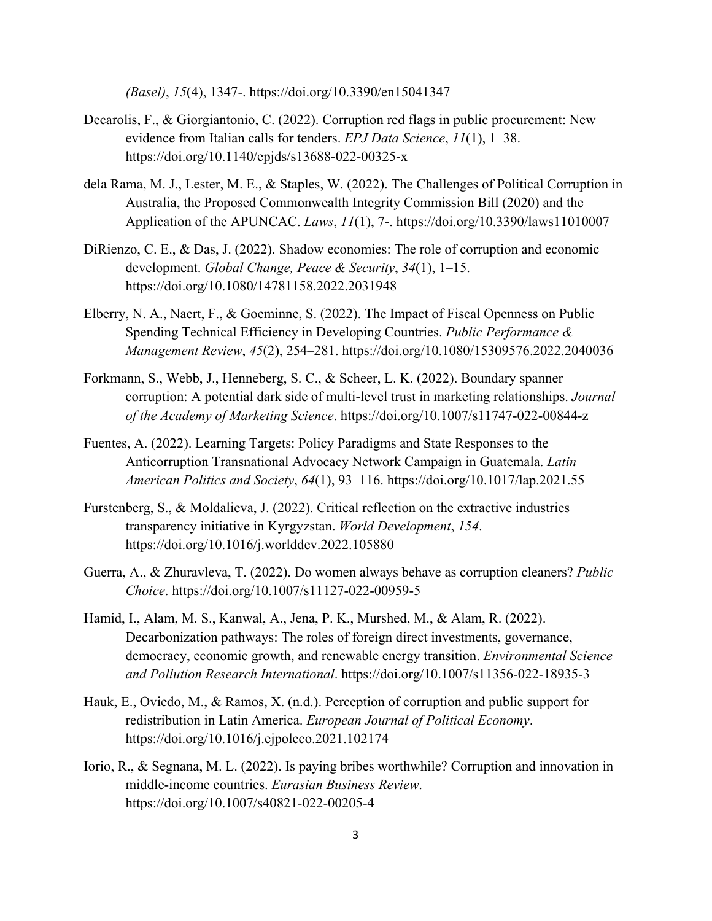*(Basel)*, *15*(4), 1347-. https://doi.org/10.3390/en15041347

Decarolis, F., & Giorgiantonio, C. (2022). Corruption red flags in public procurement: New evidence from Italian calls for tenders. *EPJ Data Science*, *11*(1), 1–38. https://doi.org/10.1140/epjds/s13688-022-00325-x

dela Rama, M. J., Lester, M. E., & Staples, W. (2022). The Challenges of Political Corruption in Australia, the Proposed Commonwealth Integrity Commission Bill (2020) and the Application of the APUNCAC. *Laws*, *11*(1), 7-. https://doi.org/10.3390/laws11010007

DiRienzo, C. E., & Das, J. (2022). Shadow economies: The role of corruption and economic development. *Global Change, Peace & Security*, *34*(1), 1–15. https://doi.org/10.1080/14781158.2022.2031948

Elberry, N. A., Naert, F., & Goeminne, S. (2022). The Impact of Fiscal Openness on Public Spending Technical Efficiency in Developing Countries. *Public Performance & Management Review*, *45*(2), 254–281. https://doi.org/10.1080/15309576.2022.2040036

Forkmann, S., Webb, J., Henneberg, S. C., & Scheer, L. K. (2022). Boundary spanner corruption: A potential dark side of multi-level trust in marketing relationships. *Journal of the Academy of Marketing Science*. https://doi.org/10.1007/s11747-022-00844-z

Fuentes, A. (2022). Learning Targets: Policy Paradigms and State Responses to the Anticorruption Transnational Advocacy Network Campaign in Guatemala. *Latin American Politics and Society*, *64*(1), 93–116. https://doi.org/10.1017/lap.2021.55

Furstenberg, S., & Moldalieva, J. (2022). Critical reflection on the extractive industries transparency initiative in Kyrgyzstan. *World Development*, *154*. https://doi.org/10.1016/j.worlddev.2022.105880

Guerra, A., & Zhuravleva, T. (2022). Do women always behave as corruption cleaners? *Public Choice*. https://doi.org/10.1007/s11127-022-00959-5

Hamid, I., Alam, M. S., Kanwal, A., Jena, P. K., Murshed, M., & Alam, R. (2022). Decarbonization pathways: The roles of foreign direct investments, governance, democracy, economic growth, and renewable energy transition. *Environmental Science and Pollution Research International*. https://doi.org/10.1007/s11356-022-18935-3

Hauk, E., Oviedo, M., & Ramos, X. (n.d.). Perception of corruption and public support for redistribution in Latin America. *European Journal of Political Economy*. https://doi.org/10.1016/j.ejpoleco.2021.102174

Iorio, R., & Segnana, M. L. (2022). Is paying bribes worthwhile? Corruption and innovation in middle-income countries. *Eurasian Business Review*. https://doi.org/10.1007/s40821-022-00205-4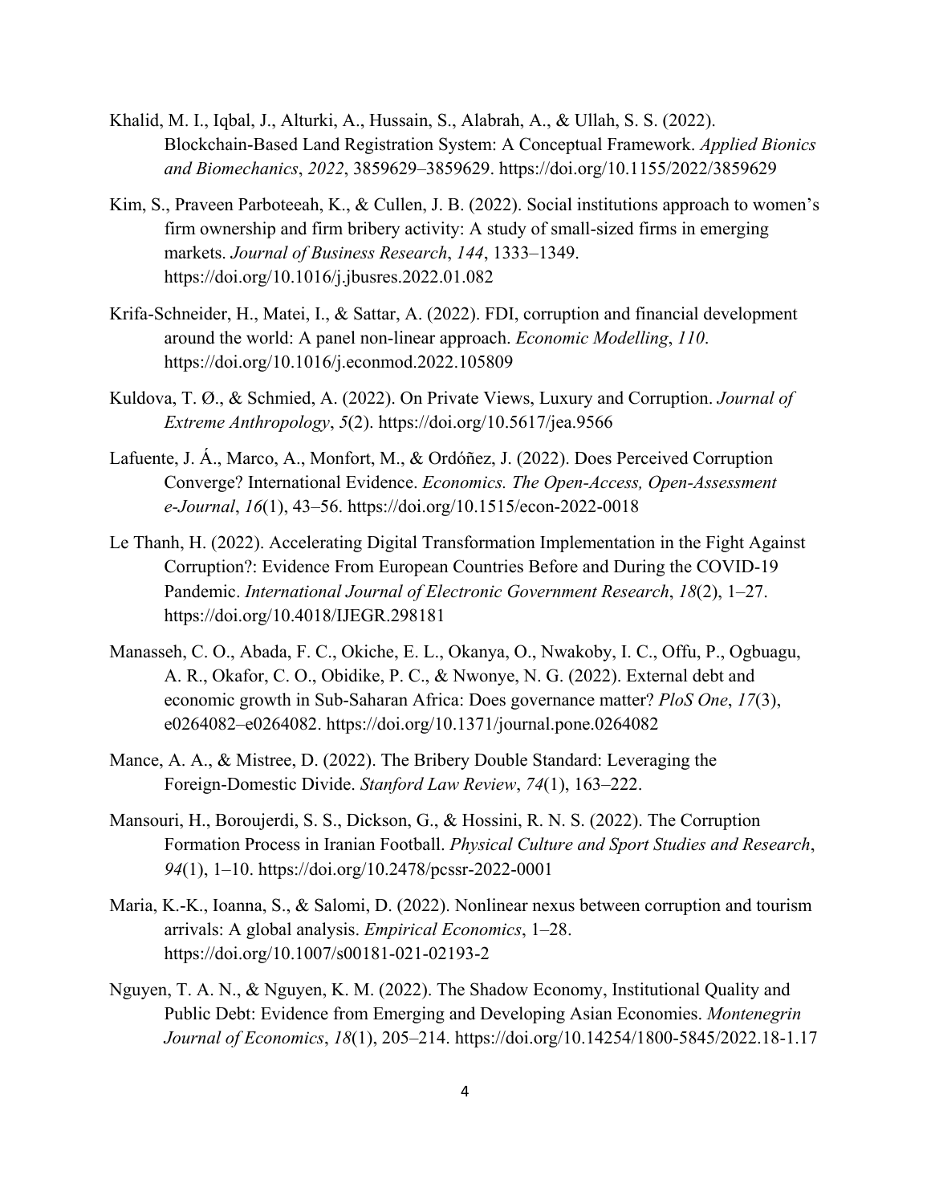Khalid, M. I., Iqbal, J., Alturki, A., Hussain, S., Alabrah, A., & Ullah, S. S. (2022). Blockchain-Based Land Registration System: A Conceptual Framework. *Applied Bionics and Biomechanics*, *2022*, 3859629–3859629. https://doi.org/10.1155/2022/3859629

Kim, S., Praveen Parboteeah, K., & Cullen, J. B. (2022). Social institutions approach to women's firm ownership and firm bribery activity: A study of small-sized firms in emerging markets. *Journal of Business Research*, *144*, 1333–1349. https://doi.org/10.1016/j.jbusres.2022.01.082

Krifa-Schneider, H., Matei, I., & Sattar, A. (2022). FDI, corruption and financial development around the world: A panel non-linear approach. *Economic Modelling*, *110*. https://doi.org/10.1016/j.econmod.2022.105809

Kuldova, T. Ø., & Schmied, A. (2022). On Private Views, Luxury and Corruption. *Journal of Extreme Anthropology*, *5*(2). https://doi.org/10.5617/jea.9566

Lafuente, J. Á., Marco, A., Monfort, M., & Ordóñez, J. (2022). Does Perceived Corruption Converge? International Evidence. *Economics. The Open-Access, Open-Assessment e-Journal*, *16*(1), 43–56. https://doi.org/10.1515/econ-2022-0018

Le Thanh, H. (2022). Accelerating Digital Transformation Implementation in the Fight Against Corruption?: Evidence From European Countries Before and During the COVID-19 Pandemic. *International Journal of Electronic Government Research*, *18*(2), 1–27. https://doi.org/10.4018/IJEGR.298181

Manasseh, C. O., Abada, F. C., Okiche, E. L., Okanya, O., Nwakoby, I. C., Offu, P., Ogbuagu, A. R., Okafor, C. O., Obidike, P. C., & Nwonye, N. G. (2022). External debt and economic growth in Sub-Saharan Africa: Does governance matter? *PloS One*, *17*(3), e0264082–e0264082. https://doi.org/10.1371/journal.pone.0264082

Mance, A. A., & Mistree, D. (2022). The Bribery Double Standard: Leveraging the Foreign-Domestic Divide. *Stanford Law Review*, *74*(1), 163–222.

Mansouri, H., Boroujerdi, S. S., Dickson, G., & Hossini, R. N. S. (2022). The Corruption Formation Process in Iranian Football. *Physical Culture and Sport Studies and Research*, *94*(1), 1–10. https://doi.org/10.2478/pcssr-2022-0001

Maria, K.-K., Ioanna, S., & Salomi, D. (2022). Nonlinear nexus between corruption and tourism arrivals: A global analysis. *Empirical Economics*, 1–28. https://doi.org/10.1007/s00181-021-02193-2

Nguyen, T. A. N., & Nguyen, K. M. (2022). The Shadow Economy, Institutional Quality and Public Debt: Evidence from Emerging and Developing Asian Economies. *Montenegrin Journal of Economics*, *18*(1), 205–214. https://doi.org/10.14254/1800-5845/2022.18-1.17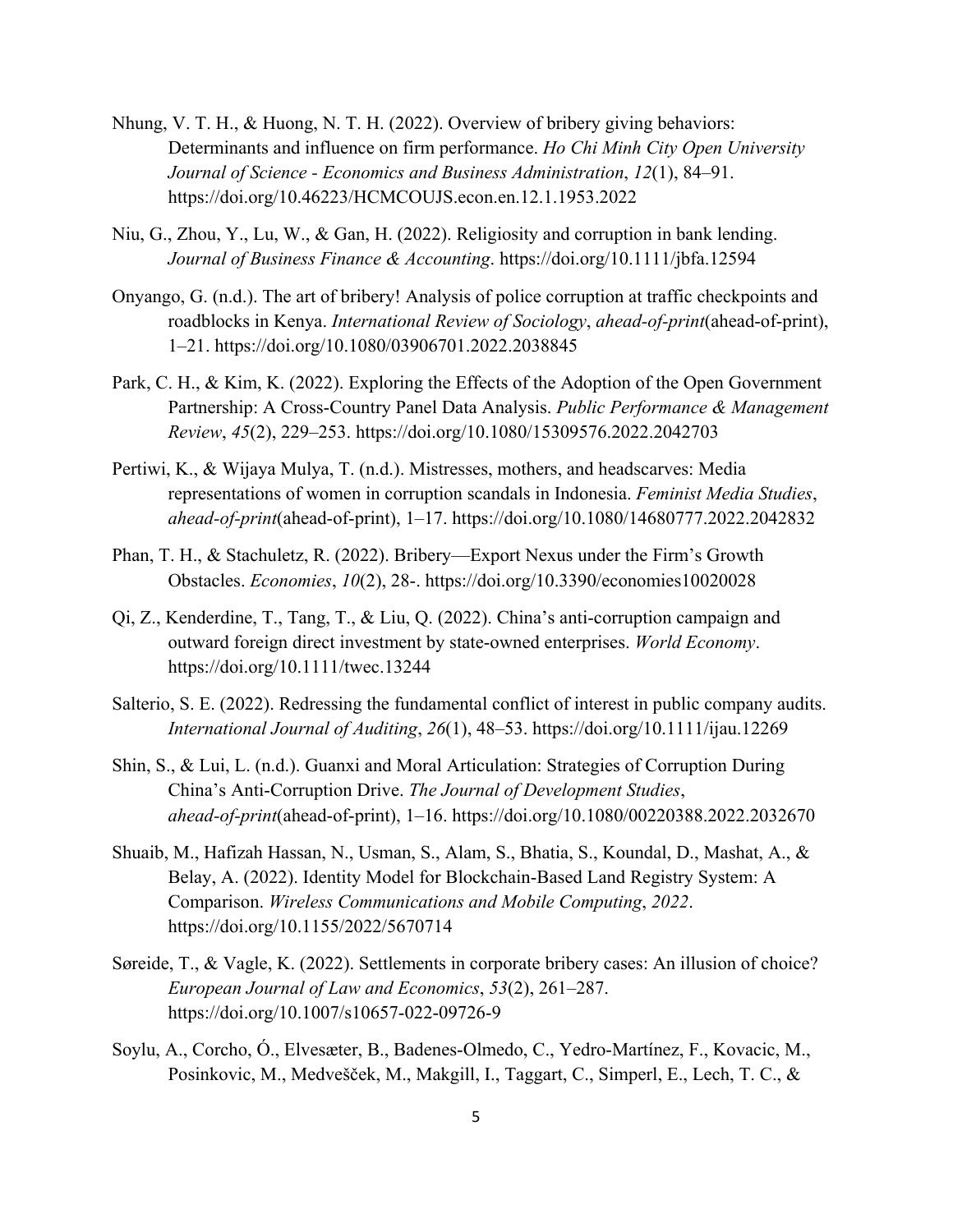Nhung, V. T. H., & Huong, N. T. H. (2022). Overview of bribery giving behaviors: Determinants and influence on firm performance. *Ho Chi Minh City Open University Journal of Science - Economics and Business Administration*, *12*(1), 84–91. https://doi.org/10.46223/HCMCOUJS.econ.en.12.1.1953.2022

Niu, G., Zhou, Y., Lu, W., & Gan, H. (2022). Religiosity and corruption in bank lending. *Journal of Business Finance & Accounting*. https://doi.org/10.1111/jbfa.12594

Onyango, G. (n.d.). The art of bribery! Analysis of police corruption at traffic checkpoints and roadblocks in Kenya. *International Review of Sociology*, *ahead-of-print*(ahead-of-print), 1–21. https://doi.org/10.1080/03906701.2022.2038845

Park, C. H., & Kim, K. (2022). Exploring the Effects of the Adoption of the Open Government Partnership: A Cross-Country Panel Data Analysis. *Public Performance & Management Review*, *45*(2), 229–253. https://doi.org/10.1080/15309576.2022.2042703

Pertiwi, K., & Wijaya Mulya, T. (n.d.). Mistresses, mothers, and headscarves: Media representations of women in corruption scandals in Indonesia. *Feminist Media Studies*, *ahead-of-print*(ahead-of-print), 1–17. https://doi.org/10.1080/14680777.2022.2042832

Phan, T. H., & Stachuletz, R. (2022). Bribery—Export Nexus under the Firm's Growth Obstacles. *Economies*, *10*(2), 28-. https://doi.org/10.3390/economies10020028

Qi, Z., Kenderdine, T., Tang, T., & Liu, Q. (2022). China's anti-corruption campaign and outward foreign direct investment by state-owned enterprises. *World Economy*. https://doi.org/10.1111/twec.13244

Salterio, S. E. (2022). Redressing the fundamental conflict of interest in public company audits. *International Journal of Auditing*, *26*(1), 48–53. https://doi.org/10.1111/ijau.12269

Shin, S., & Lui, L. (n.d.). Guanxi and Moral Articulation: Strategies of Corruption During China's Anti-Corruption Drive. *The Journal of Development Studies*, *ahead-of-print*(ahead-of-print), 1–16. https://doi.org/10.1080/00220388.2022.2032670

Shuaib, M., Hafizah Hassan, N., Usman, S., Alam, S., Bhatia, S., Koundal, D., Mashat, A., & Belay, A. (2022). Identity Model for Blockchain-Based Land Registry System: A Comparison. *Wireless Communications and Mobile Computing*, *2022*. https://doi.org/10.1155/2022/5670714

Søreide, T., & Vagle, K. (2022). Settlements in corporate bribery cases: An illusion of choice? *European Journal of Law and Economics*, *53*(2), 261–287. https://doi.org/10.1007/s10657-022-09726-9

Soylu, A., Corcho, Ó., Elvesæter, B., Badenes-Olmedo, C., Yedro-Martínez, F., Kovacic, M., Posinkovic, M., Medvešček, M., Makgill, I., Taggart, C., Simperl, E., Lech, T. C., &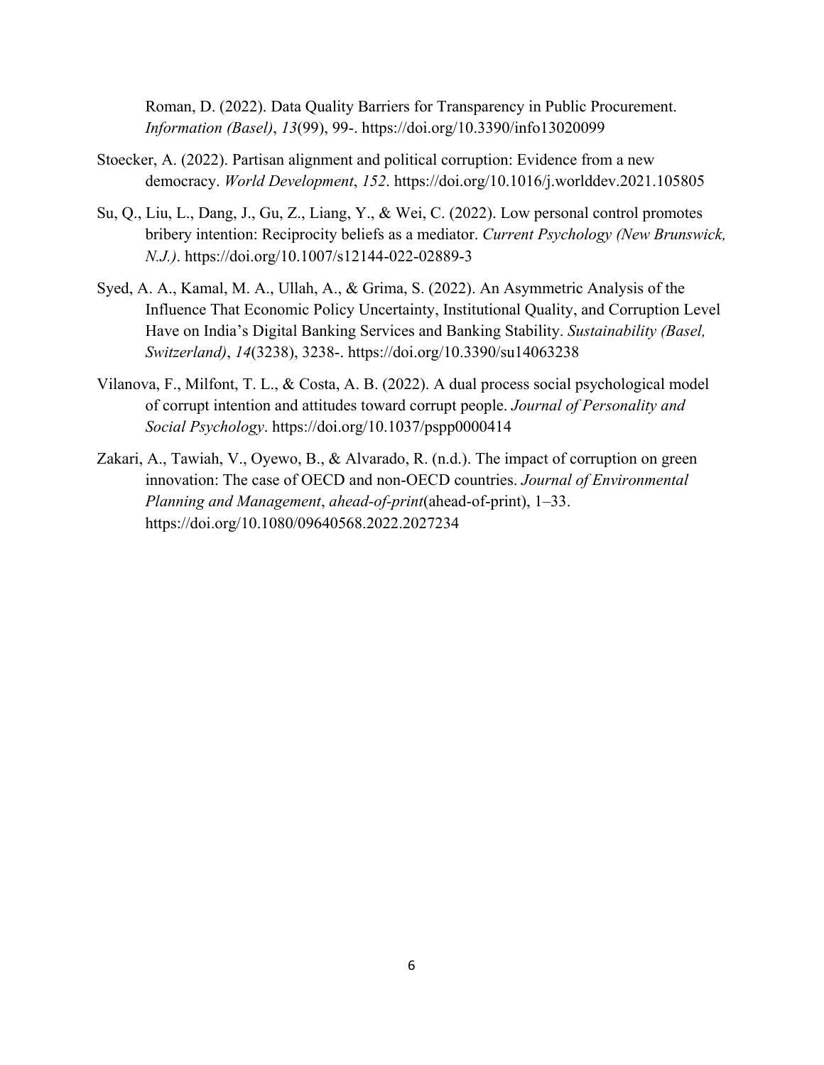Roman, D. (2022). Data Quality Barriers for Transparency in Public Procurement. *Information (Basel)*, *13*(99), 99-. https://doi.org/10.3390/info13020099

Stoecker, A. (2022). Partisan alignment and political corruption: Evidence from a new democracy. *World Development*, *152*. https://doi.org/10.1016/j.worlddev.2021.105805

Su, Q., Liu, L., Dang, J., Gu, Z., Liang, Y., & Wei, C. (2022). Low personal control promotes bribery intention: Reciprocity beliefs as a mediator. *Current Psychology (New Brunswick, N.J.)*. https://doi.org/10.1007/s12144-022-02889-3

Syed, A. A., Kamal, M. A., Ullah, A., & Grima, S. (2022). An Asymmetric Analysis of the Influence That Economic Policy Uncertainty, Institutional Quality, and Corruption Level Have on India's Digital Banking Services and Banking Stability. *Sustainability (Basel, Switzerland)*, *14*(3238), 3238-. https://doi.org/10.3390/su14063238

Vilanova, F., Milfont, T. L., & Costa, A. B. (2022). A dual process social psychological model of corrupt intention and attitudes toward corrupt people. *Journal of Personality and Social Psychology*. https://doi.org/10.1037/pspp0000414

Zakari, A., Tawiah, V., Oyewo, B., & Alvarado, R. (n.d.). The impact of corruption on green innovation: The case of OECD and non-OECD countries. *Journal of Environmental Planning and Management*, *ahead-of-print*(ahead-of-print), 1–33. https://doi.org/10.1080/09640568.2022.2027234